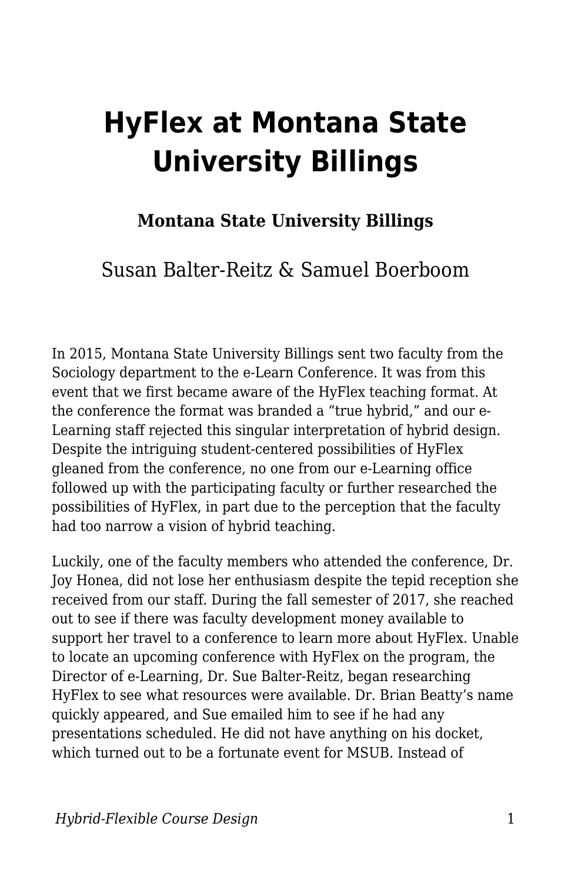# HyFlex at Montana State University Billings

**Montana State University Billings**

Susan Balter-Reitz & Samuel Boerboom

In 2015, Montana State University Billings sent two faculty from the Sociology department to the e-Learn Conference. It was from this event that we first became aware of the HyFlex teaching format. At the conference the format was branded a "true hybrid," and our e-Learning staff rejected this singular interpretation of hybrid design. Despite the intriguing student-centered possibilities of HyFlex gleaned from the conference, no one from our e-Learning office followed up with the participating faculty or further researched the possibilities of HyFlex, in part due to the perception that the faculty had too narrow a vision of hybrid teaching.

Luckily, one of the faculty members who attended the conference, Dr. Joy Honea, did not lose her enthusiasm despite the tepid reception she received from our staff. During the fall semester of 2017, she reached out to see if there was faculty development money available to support her travel to a conference to learn more about HyFlex. Unable to locate an upcoming conference with HyFlex on the program, the Director of e-Learning, Dr. Sue Balter-Reitz, began researching HyFlex to see what resources were available. Dr. Brian Beatty's name quickly appeared, and Sue emailed him to see if he had any presentations scheduled. He did not have anything on his docket, which turned out to be a fortunate event for MSUB. Instead of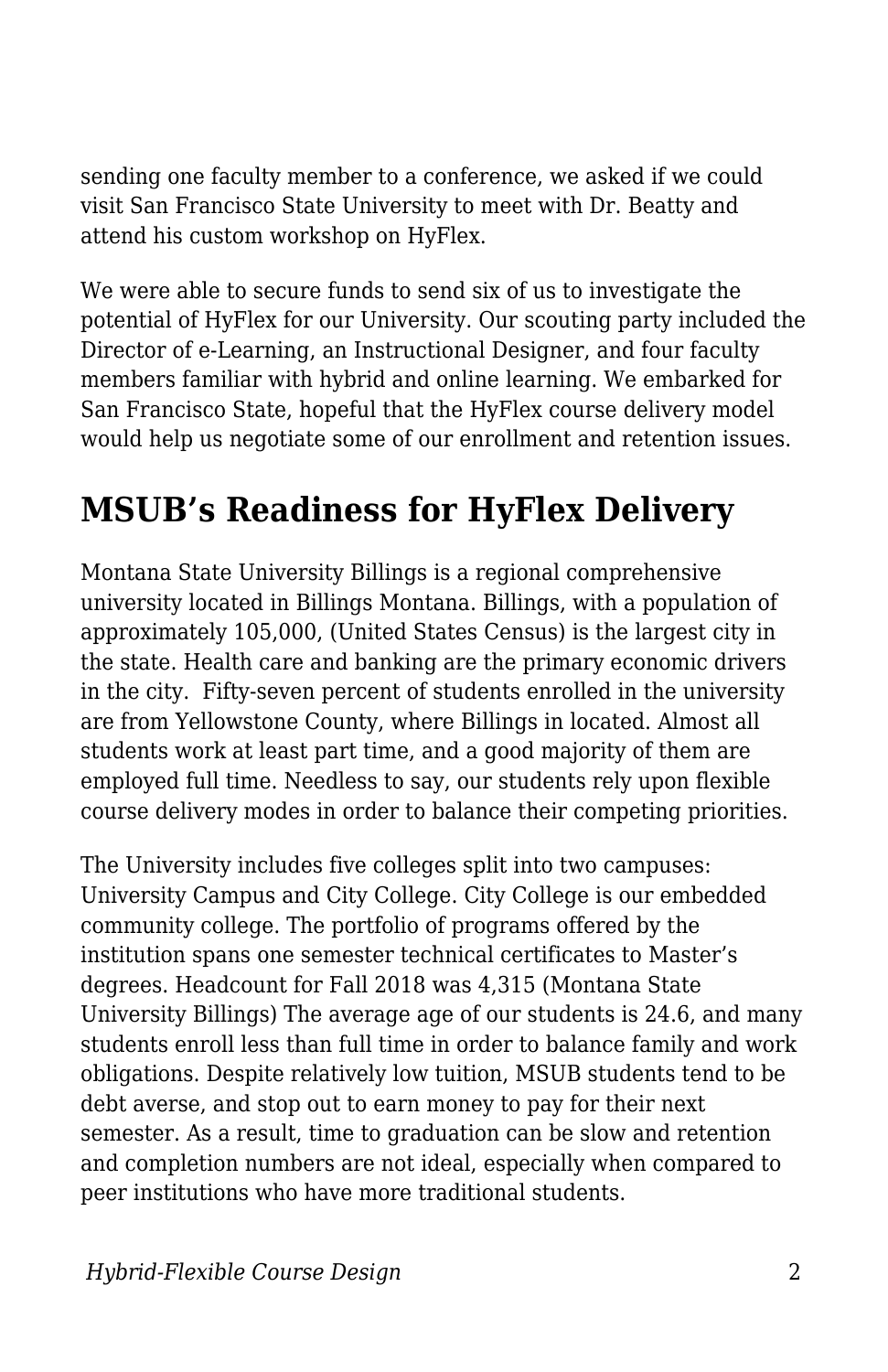sending one faculty member to a conference, we asked if we could visit San Francisco State University to meet with Dr. Beatty and attend his custom workshop on HyFlex.

We were able to secure funds to send six of us to investigate the potential of HyFlex for our University. Our scouting party included the Director of e-Learning, an Instructional Designer, and four faculty members familiar with hybrid and online learning. We embarked for San Francisco State, hopeful that the HyFlex course delivery model would help us negotiate some of our enrollment and retention issues.

## MSUB's Readiness for HyFlex Delivery

Montana State University Billings is a regional comprehensive university located in Billings Montana. Billings, with a population of approximately 105,000, (United States Census) is the largest city in the state. Health care and banking are the primary economic drivers in the city.  Fifty-seven percent of students enrolled in the university are from Yellowstone County, where Billings in located. Almost all students work at least part time, and a good majority of them are employed full time. Needless to say, our students rely upon flexible course delivery modes in order to balance their competing priorities.

The University includes five colleges split into two campuses: University Campus and City College. City College is our embedded community college. The portfolio of programs offered by the institution spans one semester technical certificates to Master's degrees. Headcount for Fall 2018 was 4,315 (Montana State University Billings) The average age of our students is 24.6, and many students enroll less than full time in order to balance family and work obligations. Despite relatively low tuition, MSUB students tend to be debt averse, and stop out to earn money to pay for their next semester. As a result, time to graduation can be slow and retention and completion numbers are not ideal, especially when compared to peer institutions who have more traditional students.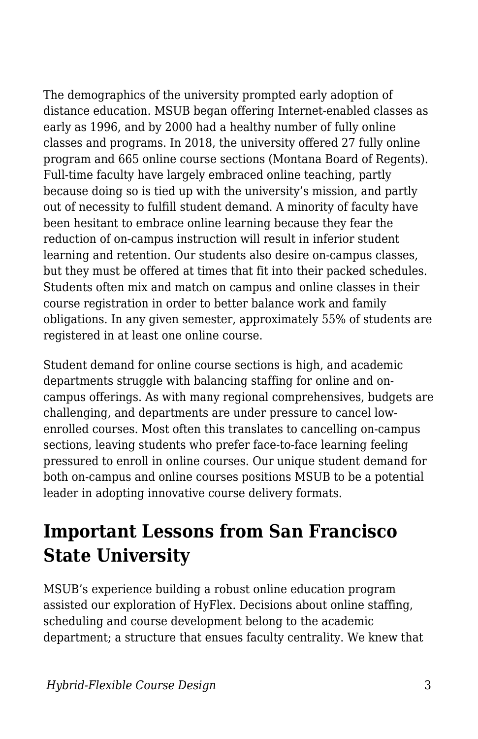The demographics of the university prompted early adoption of distance education. MSUB began offering Internet-enabled classes as early as 1996, and by 2000 had a healthy number of fully online classes and programs. In 2018, the university offered 27 fully online program and 665 online course sections (Montana Board of Regents). Full-time faculty have largely embraced online teaching, partly because doing so is tied up with the university's mission, and partly out of necessity to fulfill student demand. A minority of faculty have been hesitant to embrace online learning because they fear the reduction of on-campus instruction will result in inferior student learning and retention. Our students also desire on-campus classes, but they must be offered at times that fit into their packed schedules. Students often mix and match on campus and online classes in their course registration in order to better balance work and family obligations. In any given semester, approximately 55% of students are registered in at least one online course.

Student demand for online course sections is high, and academic departments struggle with balancing staffing for online and on-campus offerings. As with many regional comprehensives, budgets are challenging, and departments are under pressure to cancel low-enrolled courses. Most often this translates to cancelling on-campus sections, leaving students who prefer face-to-face learning feeling pressured to enroll in online courses. Our unique student demand for both on-campus and online courses positions MSUB to be a potential leader in adopting innovative course delivery formats.

## Important Lessons from San Francisco State University

MSUB's experience building a robust online education program assisted our exploration of HyFlex. Decisions about online staffing, scheduling and course development belong to the academic department; a structure that ensues faculty centrality. We knew that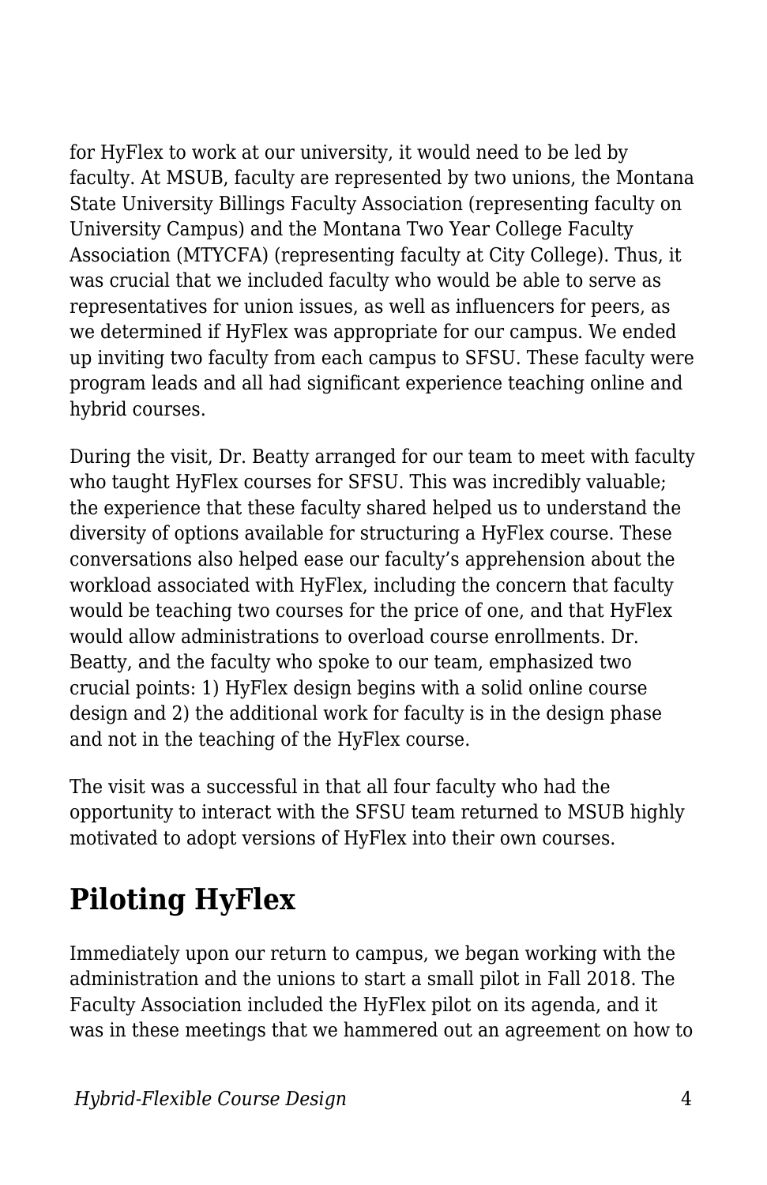for HyFlex to work at our university, it would need to be led by faculty. At MSUB, faculty are represented by two unions, the Montana State University Billings Faculty Association (representing faculty on University Campus) and the Montana Two Year College Faculty Association (MTYCFA) (representing faculty at City College). Thus, it was crucial that we included faculty who would be able to serve as representatives for union issues, as well as influencers for peers, as we determined if HyFlex was appropriate for our campus. We ended up inviting two faculty from each campus to SFSU. These faculty were program leads and all had significant experience teaching online and hybrid courses.

During the visit, Dr. Beatty arranged for our team to meet with faculty who taught HyFlex courses for SFSU. This was incredibly valuable; the experience that these faculty shared helped us to understand the diversity of options available for structuring a HyFlex course. These conversations also helped ease our faculty's apprehension about the workload associated with HyFlex, including the concern that faculty would be teaching two courses for the price of one, and that HyFlex would allow administrations to overload course enrollments. Dr. Beatty, and the faculty who spoke to our team, emphasized two crucial points: 1) HyFlex design begins with a solid online course design and 2) the additional work for faculty is in the design phase and not in the teaching of the HyFlex course.

The visit was a successful in that all four faculty who had the opportunity to interact with the SFSU team returned to MSUB highly motivated to adopt versions of HyFlex into their own courses.

## Piloting HyFlex

Immediately upon our return to campus, we began working with the administration and the unions to start a small pilot in Fall 2018. The Faculty Association included the HyFlex pilot on its agenda, and it was in these meetings that we hammered out an agreement on how to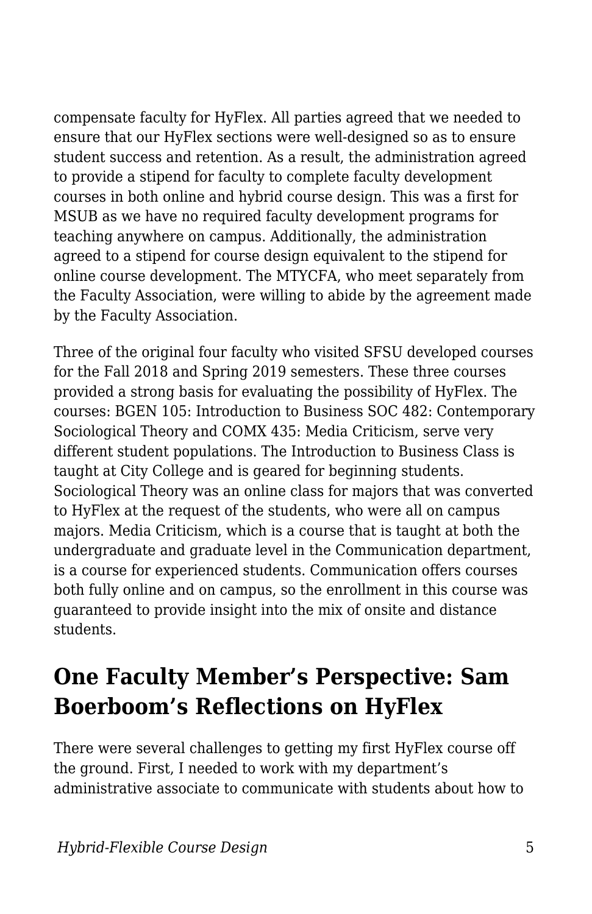compensate faculty for HyFlex. All parties agreed that we needed to ensure that our HyFlex sections were well-designed so as to ensure student success and retention. As a result, the administration agreed to provide a stipend for faculty to complete faculty development courses in both online and hybrid course design. This was a first for MSUB as we have no required faculty development programs for teaching anywhere on campus. Additionally, the administration agreed to a stipend for course design equivalent to the stipend for online course development. The MTYCFA, who meet separately from the Faculty Association, were willing to abide by the agreement made by the Faculty Association.

Three of the original four faculty who visited SFSU developed courses for the Fall 2018 and Spring 2019 semesters. These three courses provided a strong basis for evaluating the possibility of HyFlex. The courses: BGEN 105: Introduction to Business SOC 482: Contemporary Sociological Theory and COMX 435: Media Criticism, serve very different student populations. The Introduction to Business Class is taught at City College and is geared for beginning students. Sociological Theory was an online class for majors that was converted to HyFlex at the request of the students, who were all on campus majors. Media Criticism, which is a course that is taught at both the undergraduate and graduate level in the Communication department, is a course for experienced students. Communication offers courses both fully online and on campus, so the enrollment in this course was guaranteed to provide insight into the mix of onsite and distance students.

## One Faculty Member's Perspective: Sam Boerboom's Reflections on HyFlex

There were several challenges to getting my first HyFlex course off the ground. First, I needed to work with my department's administrative associate to communicate with students about how to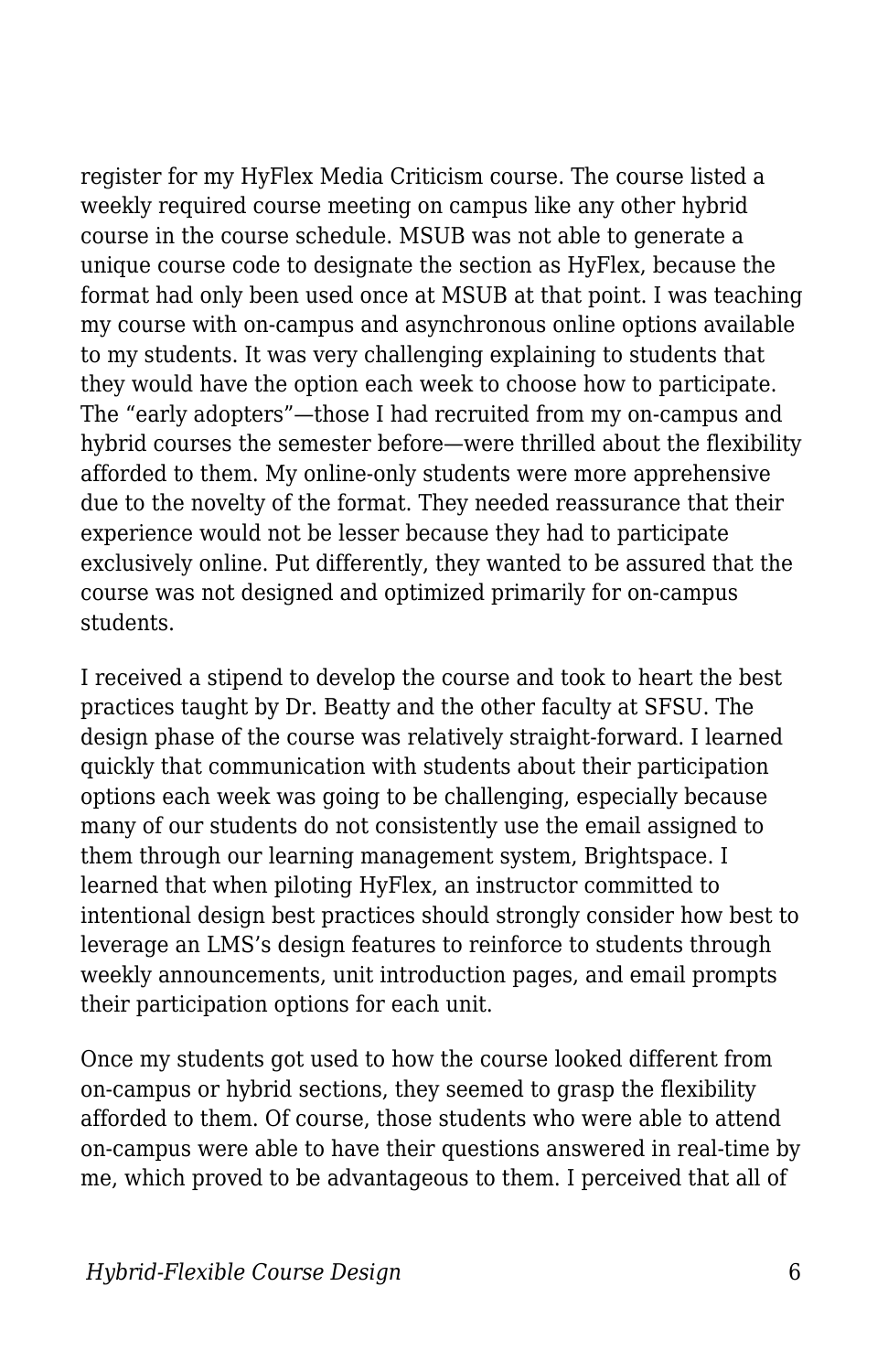register for my HyFlex Media Criticism course. The course listed a weekly required course meeting on campus like any other hybrid course in the course schedule. MSUB was not able to generate a unique course code to designate the section as HyFlex, because the format had only been used once at MSUB at that point. I was teaching my course with on-campus and asynchronous online options available to my students. It was very challenging explaining to students that they would have the option each week to choose how to participate. The "early adopters"—those I had recruited from my on-campus and hybrid courses the semester before—were thrilled about the flexibility afforded to them. My online-only students were more apprehensive due to the novelty of the format. They needed reassurance that their experience would not be lesser because they had to participate exclusively online. Put differently, they wanted to be assured that the course was not designed and optimized primarily for on-campus students.

I received a stipend to develop the course and took to heart the best practices taught by Dr. Beatty and the other faculty at SFSU. The design phase of the course was relatively straight-forward. I learned quickly that communication with students about their participation options each week was going to be challenging, especially because many of our students do not consistently use the email assigned to them through our learning management system, Brightspace. I learned that when piloting HyFlex, an instructor committed to intentional design best practices should strongly consider how best to leverage an LMS's design features to reinforce to students through weekly announcements, unit introduction pages, and email prompts their participation options for each unit.

Once my students got used to how the course looked different from on-campus or hybrid sections, they seemed to grasp the flexibility afforded to them. Of course, those students who were able to attend on-campus were able to have their questions answered in real-time by me, which proved to be advantageous to them. I perceived that all of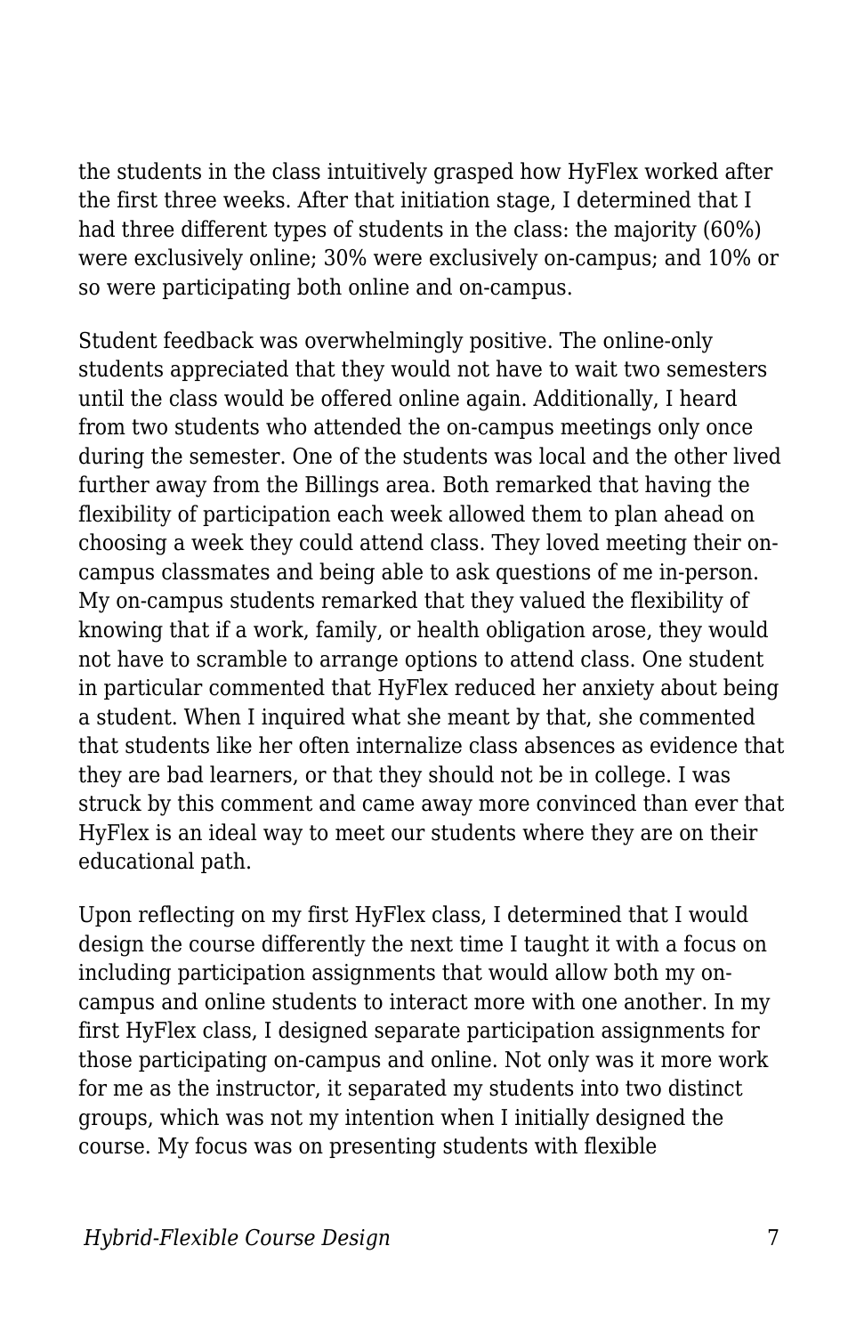the students in the class intuitively grasped how HyFlex worked after the first three weeks. After that initiation stage, I determined that I had three different types of students in the class: the majority (60%) were exclusively online; 30% were exclusively on-campus; and 10% or so were participating both online and on-campus.

Student feedback was overwhelmingly positive. The online-only students appreciated that they would not have to wait two semesters until the class would be offered online again. Additionally, I heard from two students who attended the on-campus meetings only once during the semester. One of the students was local and the other lived further away from the Billings area. Both remarked that having the flexibility of participation each week allowed them to plan ahead on choosing a week they could attend class. They loved meeting their on-campus classmates and being able to ask questions of me in-person. My on-campus students remarked that they valued the flexibility of knowing that if a work, family, or health obligation arose, they would not have to scramble to arrange options to attend class. One student in particular commented that HyFlex reduced her anxiety about being a student. When I inquired what she meant by that, she commented that students like her often internalize class absences as evidence that they are bad learners, or that they should not be in college. I was struck by this comment and came away more convinced than ever that HyFlex is an ideal way to meet our students where they are on their educational path.

Upon reflecting on my first HyFlex class, I determined that I would design the course differently the next time I taught it with a focus on including participation assignments that would allow both my on-campus and online students to interact more with one another. In my first HyFlex class, I designed separate participation assignments for those participating on-campus and online. Not only was it more work for me as the instructor, it separated my students into two distinct groups, which was not my intention when I initially designed the course. My focus was on presenting students with flexible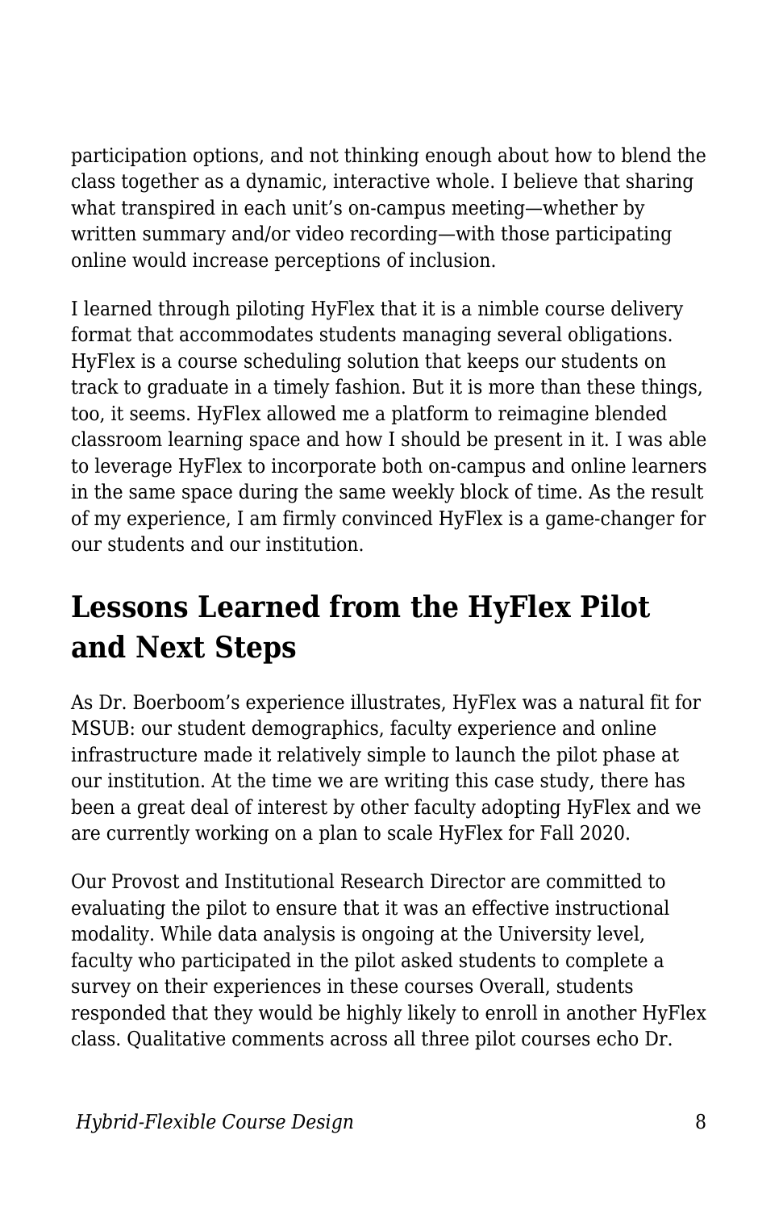participation options, and not thinking enough about how to blend the class together as a dynamic, interactive whole. I believe that sharing what transpired in each unit's on-campus meeting—whether by written summary and/or video recording—with those participating online would increase perceptions of inclusion.

I learned through piloting HyFlex that it is a nimble course delivery format that accommodates students managing several obligations. HyFlex is a course scheduling solution that keeps our students on track to graduate in a timely fashion. But it is more than these things, too, it seems. HyFlex allowed me a platform to reimagine blended classroom learning space and how I should be present in it. I was able to leverage HyFlex to incorporate both on-campus and online learners in the same space during the same weekly block of time. As the result of my experience, I am firmly convinced HyFlex is a game-changer for our students and our institution.

## Lessons Learned from the HyFlex Pilot and Next Steps

As Dr. Boerboom's experience illustrates, HyFlex was a natural fit for MSUB: our student demographics, faculty experience and online infrastructure made it relatively simple to launch the pilot phase at our institution. At the time we are writing this case study, there has been a great deal of interest by other faculty adopting HyFlex and we are currently working on a plan to scale HyFlex for Fall 2020.

Our Provost and Institutional Research Director are committed to evaluating the pilot to ensure that it was an effective instructional modality. While data analysis is ongoing at the University level, faculty who participated in the pilot asked students to complete a survey on their experiences in these courses Overall, students responded that they would be highly likely to enroll in another HyFlex class. Qualitative comments across all three pilot courses echo Dr.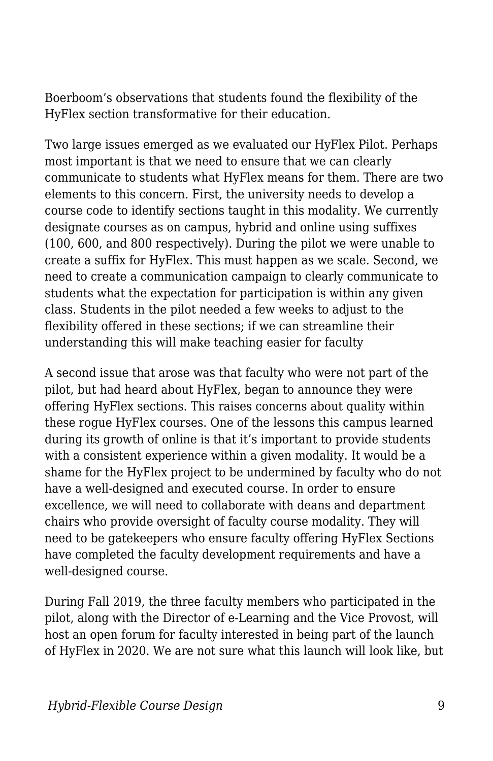Boerboom's observations that students found the flexibility of the HyFlex section transformative for their education.

Two large issues emerged as we evaluated our HyFlex Pilot. Perhaps most important is that we need to ensure that we can clearly communicate to students what HyFlex means for them. There are two elements to this concern. First, the university needs to develop a course code to identify sections taught in this modality. We currently designate courses as on campus, hybrid and online using suffixes (100, 600, and 800 respectively). During the pilot we were unable to create a suffix for HyFlex. This must happen as we scale. Second, we need to create a communication campaign to clearly communicate to students what the expectation for participation is within any given class. Students in the pilot needed a few weeks to adjust to the flexibility offered in these sections; if we can streamline their understanding this will make teaching easier for faculty

A second issue that arose was that faculty who were not part of the pilot, but had heard about HyFlex, began to announce they were offering HyFlex sections. This raises concerns about quality within these rogue HyFlex courses. One of the lessons this campus learned during its growth of online is that it's important to provide students with a consistent experience within a given modality. It would be a shame for the HyFlex project to be undermined by faculty who do not have a well-designed and executed course. In order to ensure excellence, we will need to collaborate with deans and department chairs who provide oversight of faculty course modality. They will need to be gatekeepers who ensure faculty offering HyFlex Sections have completed the faculty development requirements and have a well-designed course.

During Fall 2019, the three faculty members who participated in the pilot, along with the Director of e-Learning and the Vice Provost, will host an open forum for faculty interested in being part of the launch of HyFlex in 2020. We are not sure what this launch will look like, but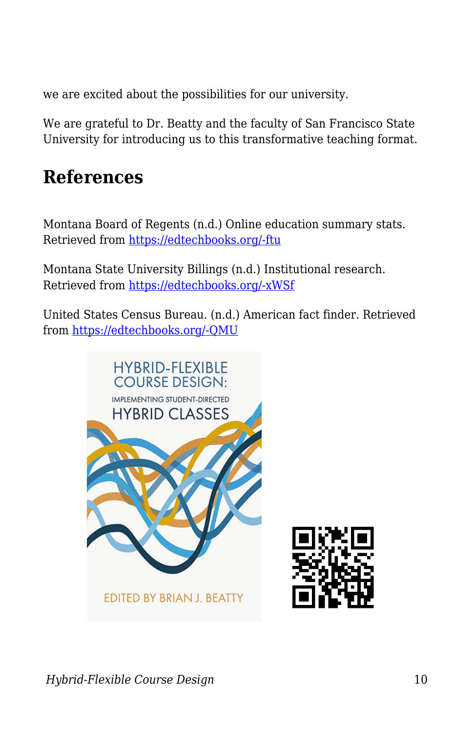we are excited about the possibilities for our university.

We are grateful to Dr. Beatty and the faculty of San Francisco State University for introducing us to this transformative teaching format.

## References

Montana Board of Regents (n.d.) Online education summary stats. Retrieved from https://edtechbooks.org/-ftu

Montana State University Billings (n.d.) Institutional research. Retrieved from https://edtechbooks.org/-xWSf

United States Census Bureau. (n.d.) American fact finder. Retrieved from https://edtechbooks.org/-QMU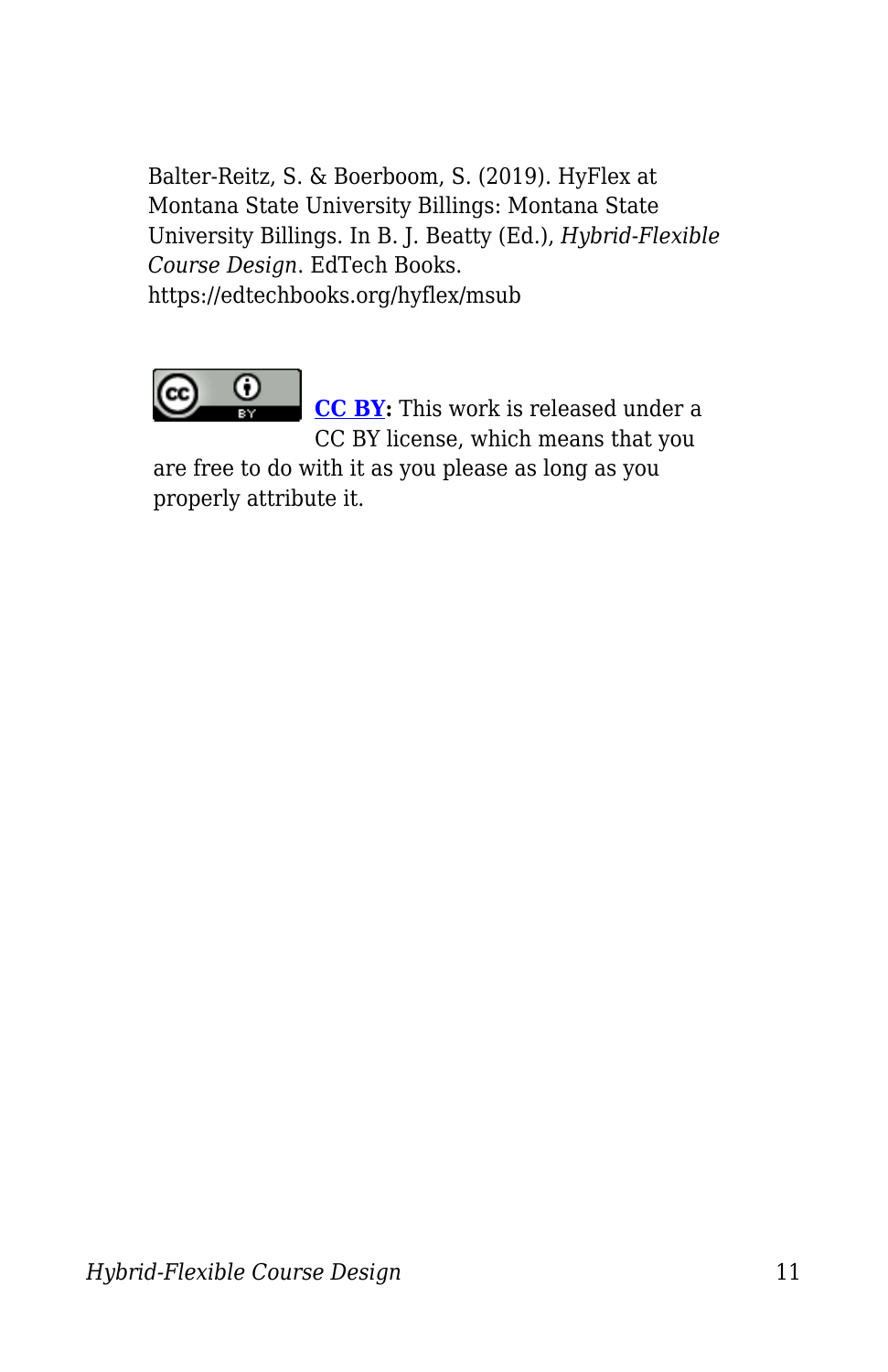Balter-Reitz, S. & Boerboom, S. (2019). HyFlex at Montana State University Billings: Montana State University Billings. In B. J. Beatty (Ed.), *Hybrid-Flexible Course Design*. EdTech Books. https://edtechbooks.org/hyflex/msub

**CC BY:** This work is released under a CC BY license, which means that you are free to do with it as you please as long as you properly attribute it.